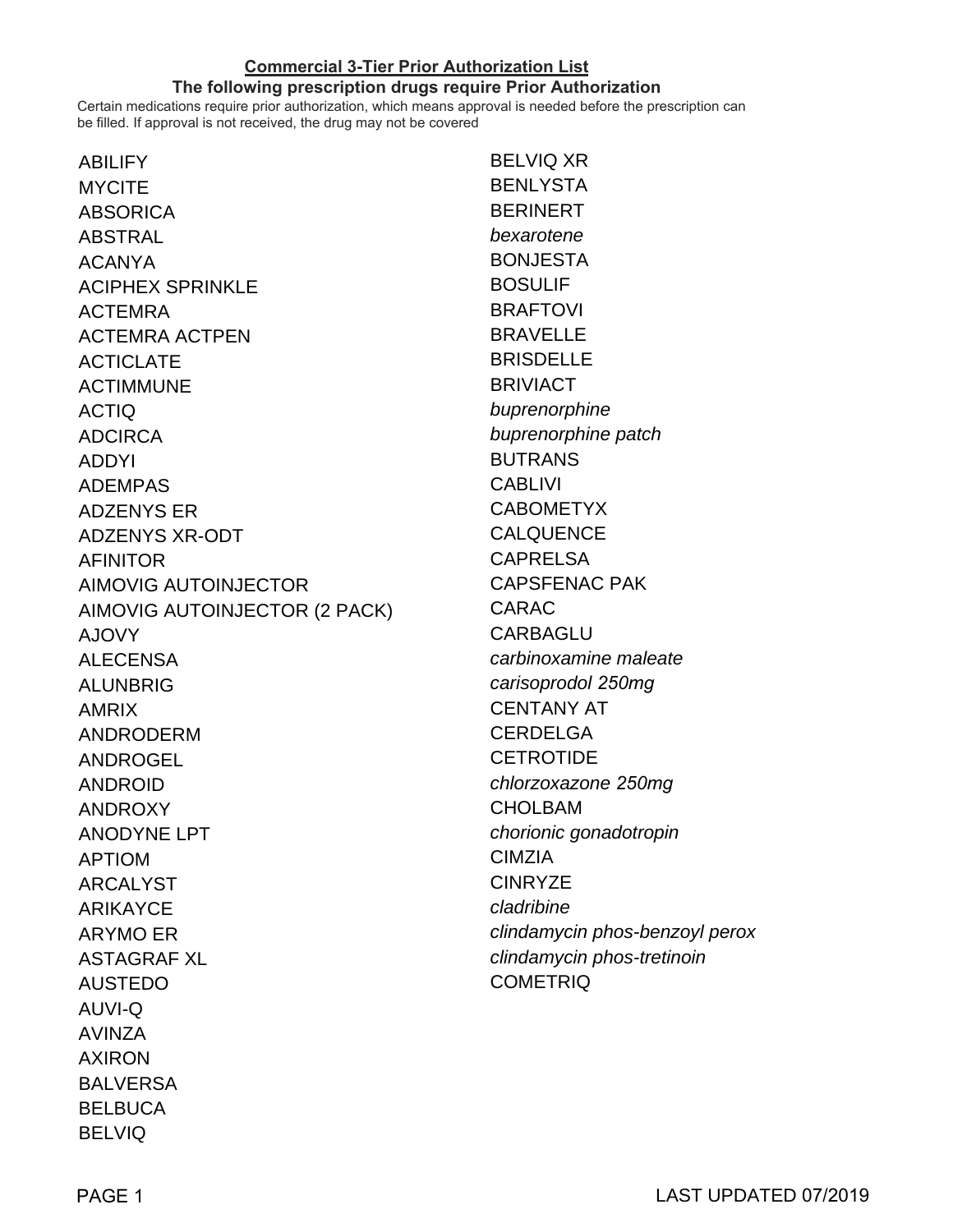## Commercial 3-Tier Prior Authorization List

**The following prescription drugs require Prior Authorization**

Certain medications require prior authorization, which means approval is needed before the prescription can be filled. If approval is not received, the drug may not be covered

ABILIFY
MYCITE
ABSORICA
ABSTRAL
ACANYA
ACIPHEX SPRINKLE
ACTEMRA
ACTEMRA ACTPEN
ACTICLATE
ACTIMMUNE
ACTIQ
ADCIRCA
ADDYI
ADEMPAS
ADZENYS ER
ADZENYS XR-ODT
AFINITOR
AIMOVIG AUTOINJECTOR
AIMOVIG AUTOINJECTOR (2 PACK)
AJOVY
ALECENSA
ALUNBRIG
AMRIX
ANDRODERM
ANDROGEL
ANDROID
ANDROXY
ANODYNE LPT
APTIOM
ARCALYST
ARIKAYCE
ARYMO ER
ASTAGRAF XL
AUSTEDO
AUVI-Q
AVINZA
AXIRON
BALVERSA
BELBUCA
BELVIQ
BELVIQ XR
BENLYSTA
BERINERT
*bexarotene*
BONJESTA
BOSULIF
BRAFTOVI
BRAVELLE
BRISDELLE
BRIVIACT
*buprenorphine*
*buprenorphine patch*
BUTRANS
CABLIVI
CABOMETYX
CALQUENCE
CAPRELSA
CAPSFENAC PAK
CARAC
CARBAGLU
*carbinoxamine maleate*
*carisoprodol 250mg*
CENTANY AT
CERDELGA
CETROTIDE
*chlorzoxazone 250mg*
CHOLBAM
*chorionic gonadotropin*
CIMZIA
CINRYZE
*cladribine*
*clindamycin phos-benzoyl perox*
*clindamycin phos-tretinoin*
COMETRIQ

LAST UPDATED 07/2019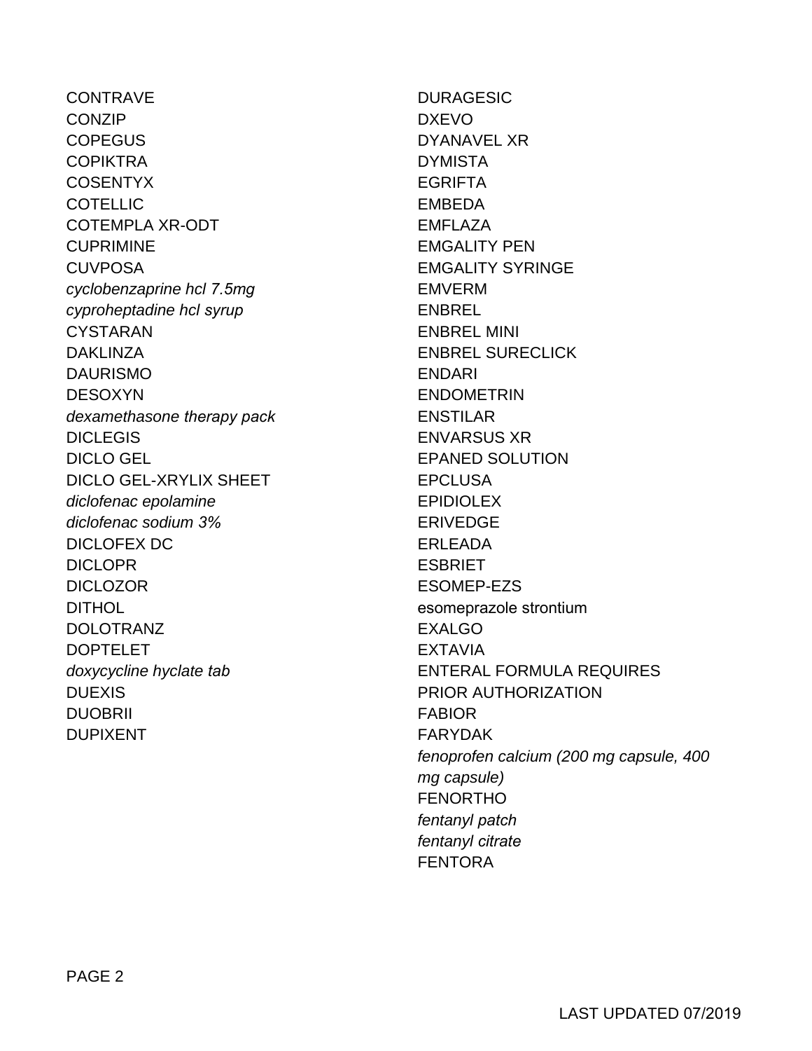CONTRAVE
CONZIP
COPEGUS
COPIKTRA
COSENTYX
COTELLIC
COTEMPLA XR-ODT
CUPRIMINE
CUVPOSA
*cyclobenzaprine hcl 7.5mg*
*cyproheptadine hcl syrup*
CYSTARAN
DAKLINZA
DAURISMO
DESOXYN
*dexamethasone therapy pack*
DICLEGIS
DICLO GEL
DICLO GEL-XRYLIX SHEET
*diclofenac epolamine*
*diclofenac sodium 3%*
DICLOFEX DC
DICLOPR
DICLOZOR
DITHOL
DOLOTRANZ
DOPTELET
*doxycycline hyclate tab*
DUEXIS
DUOBRII
DUPIXENT
DURAGESIC
DXEVO
DYANAVEL XR
DYMISTA
EGRIFTA
EMBEDA
EMFLAZA
EMGALITY PEN
EMGALITY SYRINGE
EMVERM
ENBREL
ENBREL MINI
ENBREL SURECLICK
ENDARI
ENDOMETRIN
ENSTILAR
ENVARSUS XR
EPANED SOLUTION
EPCLUSA
EPIDIOLEX
ERIVEDGE
ERLEADA
ESBRIET
ESOMEP-EZS
esomeprazole strontium
EXALGO
EXTAVIA
ENTERAL FORMULA REQUIRES PRIOR AUTHORIZATION
FABIOR
FARYDAK
*fenoprofen calcium (200 mg capsule, 400 mg capsule)*
FENORTHO
*fentanyl patch*
*fentanyl citrate*
FENTORA

LAST UPDATED 07/2019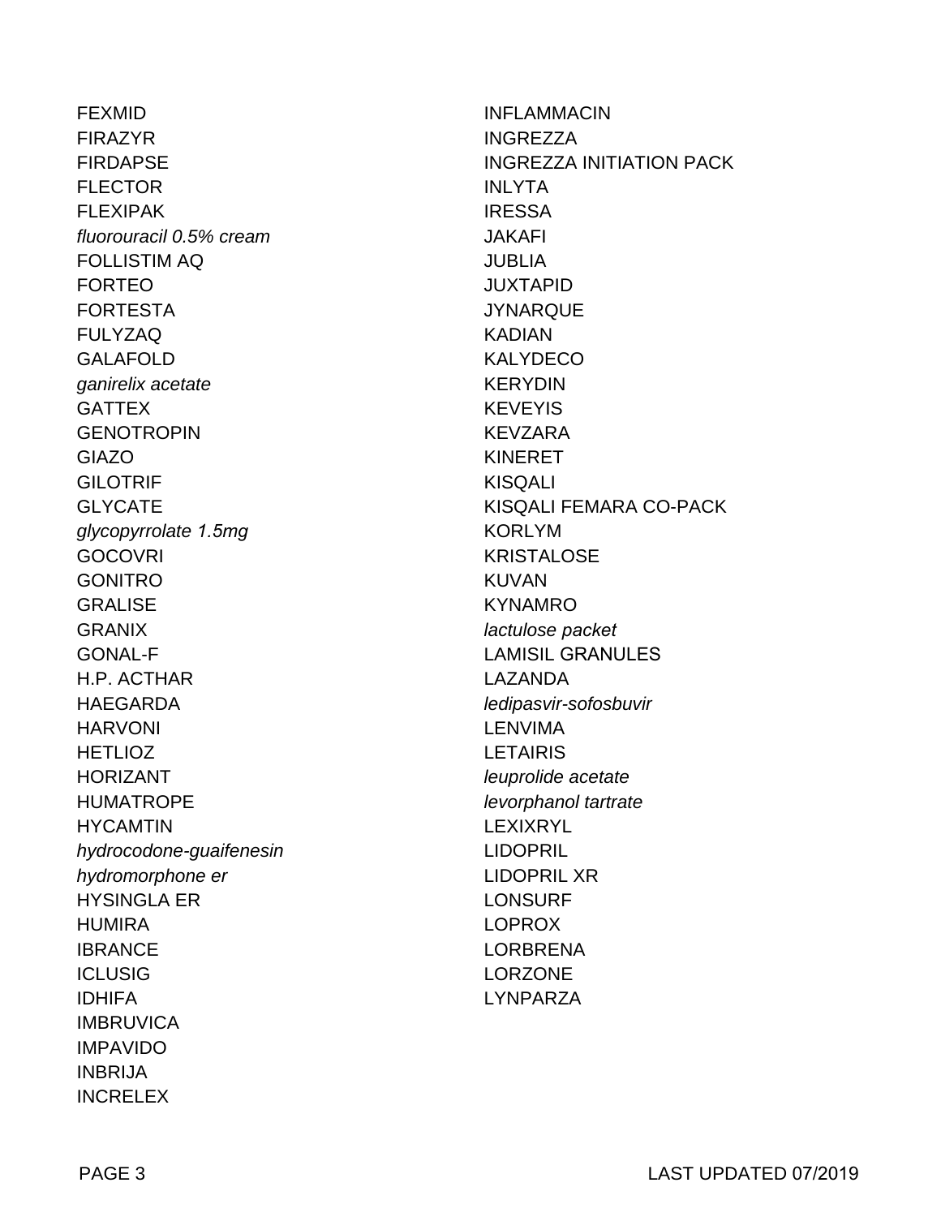FEXMID
FIRAZYR
FIRDAPSE
FLECTOR
FLEXIPAK
*fluorouracil 0.5% cream*
FOLLISTIM AQ
FORTEO
FORTESTA
FULYZAQ
GALAFOLD
*ganirelix acetate*
GATTEX
GENOTROPIN
GIAZO
GILOTRIF
GLYCATE
*glycopyrrolate 1.5mg*
GOCOVRI
GONITRO
GRALISE
GRANIX
GONAL-F
H.P. ACTHAR
HAEGARDA
HARVONI
HETLIOZ
HORIZANT
HUMATROPE
HYCAMTIN
*hydrocodone-guaifenesin*
*hydromorphone er*
HYSINGLA ER
HUMIRA
IBRANCE
ICLUSIG
IDHIFA
IMBRUVICA
IMPAVIDO
INBRIJA
INCRELEX
INFLAMMACIN
INGREZZA
INGREZZA INITIATION PACK
INLYTA
IRESSA
JAKAFI
JUBLIA
JUXTAPID
JYNARQUE
KADIAN
KALYDECO
KERYDIN
KEVEYIS
KEVZARA
KINERET
KISQALI
KISQALI FEMARA CO-PACK
KORLYM
KRISTALOSE
KUVAN
KYNAMRO
*lactulose packet*
LAMISIL GRANULES
LAZANDA
*ledipasvir-sofosbuvir*
LENVIMA
LETAIRIS
*leuprolide acetate*
*levorphanol tartrate*
LEXIXRYL
LIDOPRIL
LIDOPRIL XR
LONSURF
LOPROX
LORBRENA
LORZONE
LYNPARZA

LAST UPDATED 07/2019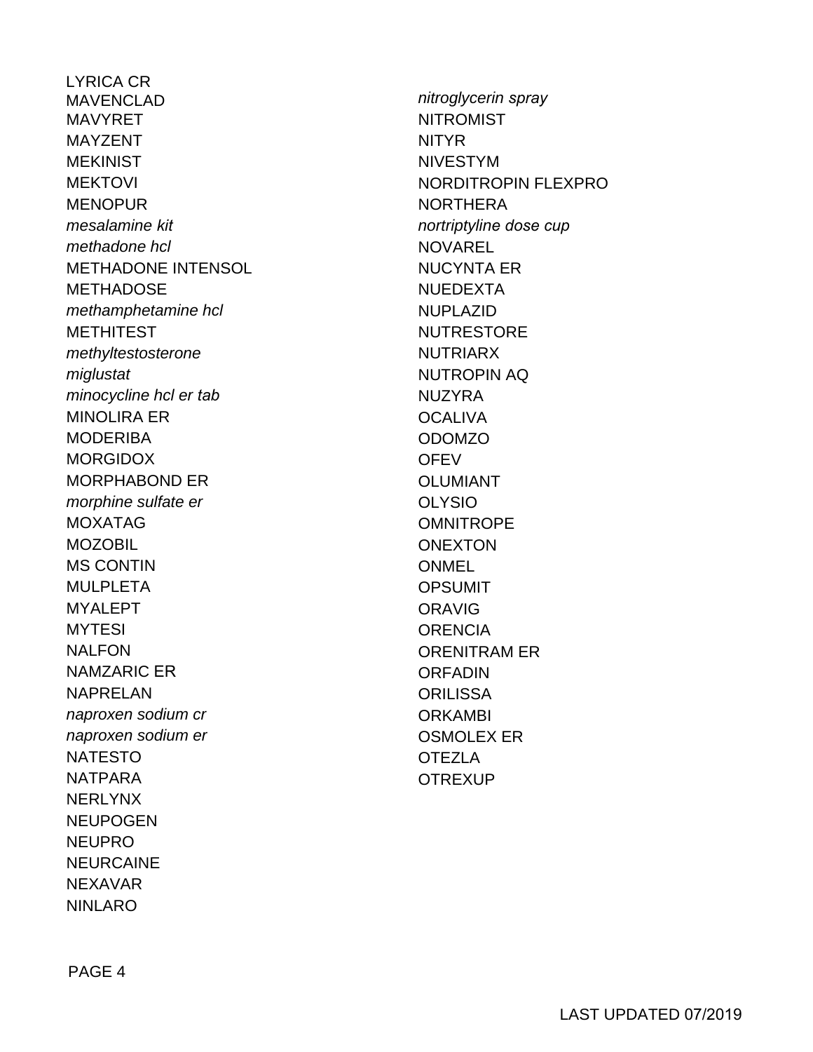LYRICA CR
MAVENCLAD
MAVYRET
MAYZENT
MEKINIST
MEKTOVI
MENOPUR
*mesalamine kit*
*methadone hcl*
METHADONE INTENSOL
METHADOSE
*methamphetamine hcl*
METHITEST
*methyltestosterone*
*miglustat*
*minocycline hcl er tab*
MINOLIRA ER
MODERIBA
MORGIDOX
MORPHABOND ER
*morphine sulfate er*
MOXATAG
MOZOBIL
MS CONTIN
MULPLETA
MYALEPT
MYTESI
NALFON
NAMZARIC ER
NAPRELAN
*naproxen sodium cr*
*naproxen sodium er*
NATESTO
NATPARA
NERLYNX
NEUPOGEN
NEUPRO
NEURCAINE
NEXAVAR
NINLARO
*nitroglycerin spray*
NITROMIST
NITYR
NIVESTYM
NORDITROPIN FLEXPRO
NORTHERA
*nortriptyline dose cup*
NOVAREL
NUCYNTA ER
NUEDEXTA
NUPLAZID
NUTRESTORE
NUTRIARX
NUTROPIN AQ
NUZYRA
OCALIVA
ODOMZO
OFEV
OLUMIANT
OLYSIO
OMNITROPE
ONEXTON
ONMEL
OPSUMIT
ORAVIG
ORENCIA
ORENITRAM ER
ORFADIN
ORILISSA
ORKAMBI
OSMOLEX ER
OTEZLA
OTREXUP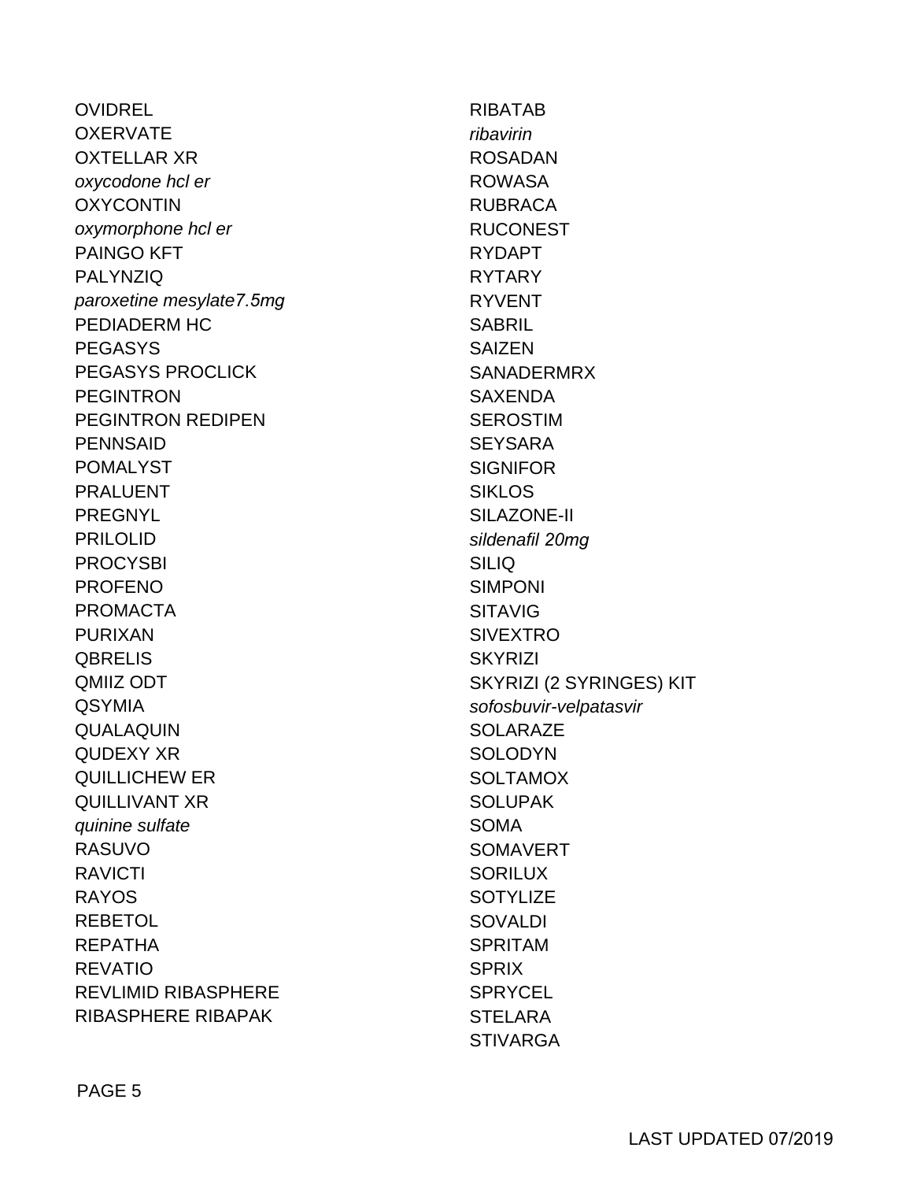OVIDREL
OXERVATE
OXTELLAR XR
*oxycodone hcl er*
OXYCONTIN
*oxymorphone hcl er*
PAINGO KFT
PALYNZIQ
*paroxetine mesylate7.5mg*
PEDIADERM HC
PEGASYS
PEGASYS PROCLICK
PEGINTRON
PEGINTRON REDIPEN
PENNSAID
POMALYST
PRALUENT
PREGNYL
PRILOLID
PROCYSBI
PROFENO
PROMACTA
PURIXAN
QBRELIS
QMIIZ ODT
QSYMIA
QUALAQUIN
QUDEXY XR
QUILLICHEW ER
QUILLIVANT XR
*quinine sulfate*
RASUVO
RAVICTI
RAYOS
REBETOL
REPATHA
REVATIO
REVLIMID RIBASPHERE
RIBASPHERE RIBAPAK
RIBATAB
*ribavirin*
ROSADAN
ROWASA
RUBRACA
RUCONEST
RYDAPT
RYTARY
RYVENT
SABRIL
SAIZEN
SANADERMRX
SAXENDA
SEROSTIM
SEYSARA
SIGNIFOR
SIKLOS
SILAZONE-II
*sildenafil 20mg*
SILIQ
SIMPONI
SITAVIG
SIVEXTRO
SKYRIZI
SKYRIZI (2 SYRINGES) KIT
*sofosbuvir-velpatasvir*
SOLARAZE
SOLODYN
SOLTAMOX
SOLUPAK
SOMA
SOMAVERT
SORILUX
SOTYLIZE
SOVALDI
SPRITAM
SPRIX
SPRYCEL
STELARA
STIVARGA

LAST UPDATED 07/2019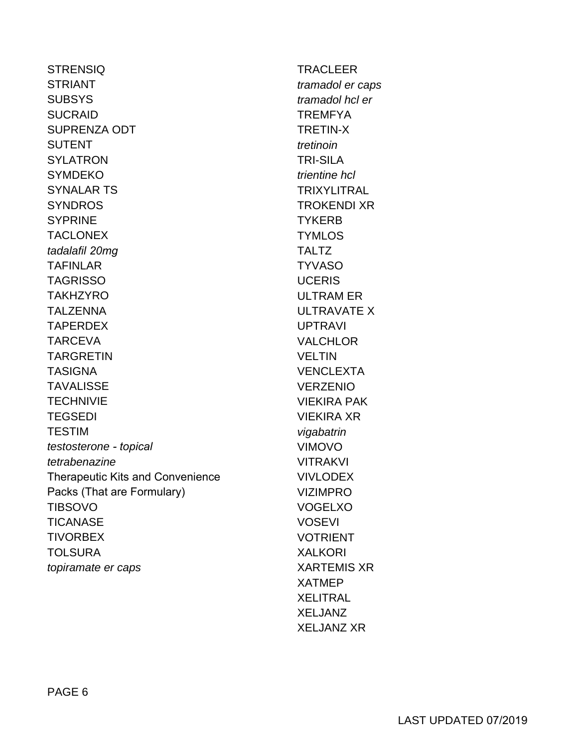STRENSIQ
STRIANT
SUBSYS
SUCRAID
SUPRENZA ODT
SUTENT
SYLATRON
SYMDEKO
SYNALAR TS
SYNDROS
SYPRINE
TACLONEX
*tadalafil 20mg*
TAFINLAR
TAGRISSO
TAKHZYRO
TALZENNA
TAPERDEX
TARCEVA
TARGRETIN
TASIGNA
TAVALISSE
TECHNIVIE
TEGSEDI
TESTIM
*testosterone - topical*
*tetrabenazine*
Therapeutic Kits and Convenience Packs (That are Formulary)
TIBSOVO
TICANASE
TIVORBEX
TOLSURA
*topiramate er caps*
TRACLEER
*tramadol er caps*
*tramadol hcl er*
TREMFYA
TRETIN-X
*tretinoin*
TRI-SILA
*trientine hcl*
TRIXYLITRAL
TROKENDI XR
TYKERB
TYMLOS
TALTZ
TYVASO
UCERIS
ULTRAM ER
ULTRAVATE X
UPTRAVI
VALCHLOR
VELTIN
VENCLEXTA
VERZENIO
VIEKIRA PAK
VIEKIRA XR
*vigabatrin*
VIMOVO
VITRAKVI
VIVLODEX
VIZIMPRO
VOGELXO
VOSEVI
VOTRIENT
XALKORI
XARTEMIS XR
XATMEP
XELITRAL
XELJANZ
XELJANZ XR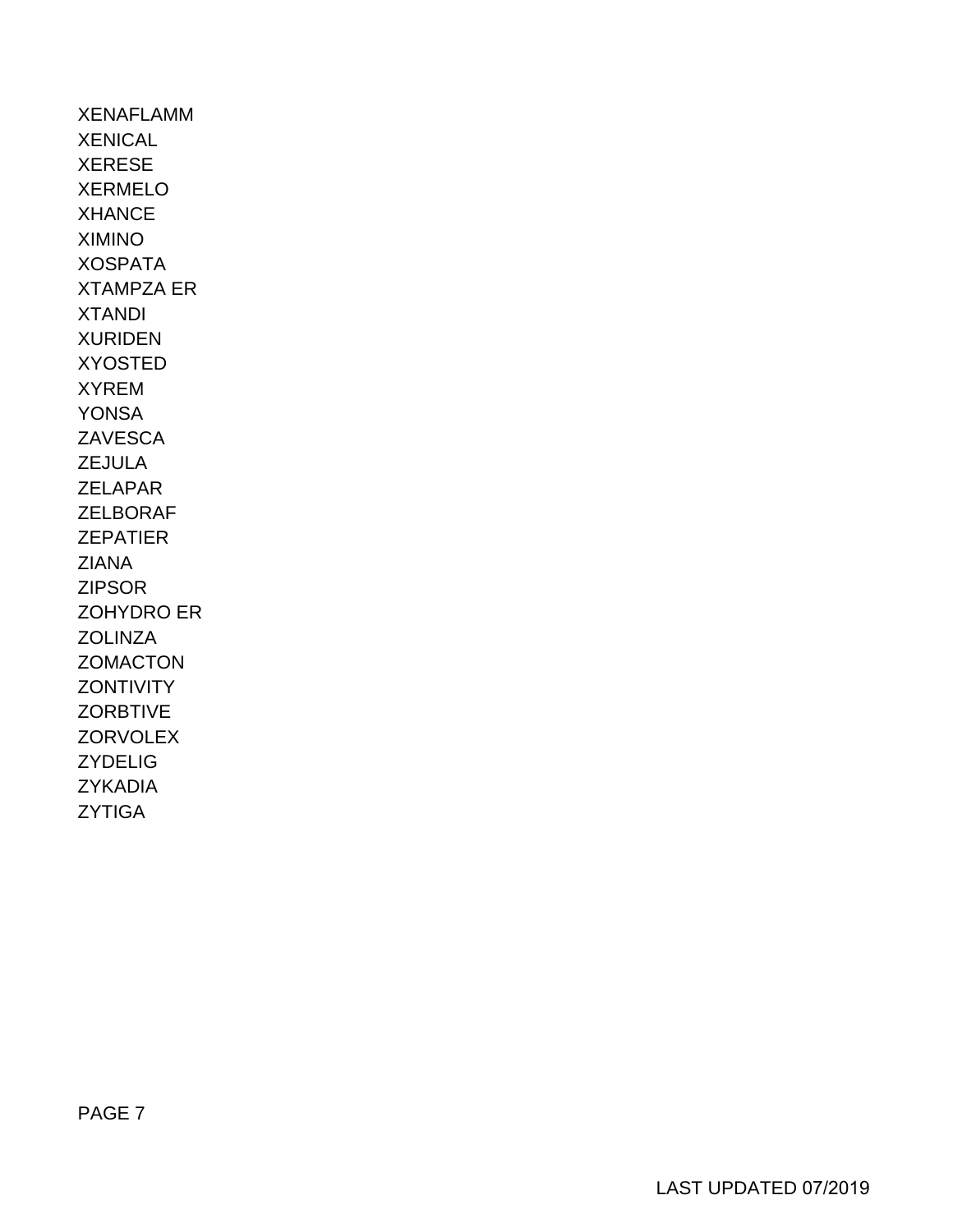XENAFLAMM
XENICAL
XERESE
XERMELO
XHANCE
XIMINO
XOSPATA
XTAMPZA ER
XTANDI
XURIDEN
XYOSTED
XYREM
YONSA
ZAVESCA
ZEJULA
ZELAPAR
ZELBORAF
ZEPATIER
ZIANA
ZIPSOR
ZOHYDRO ER
ZOLINZA
ZOMACTON
ZONTIVITY
ZORBTIVE
ZORVOLEX
ZYDELIG
ZYKADIA
ZYTIGA

LAST UPDATED 07/2019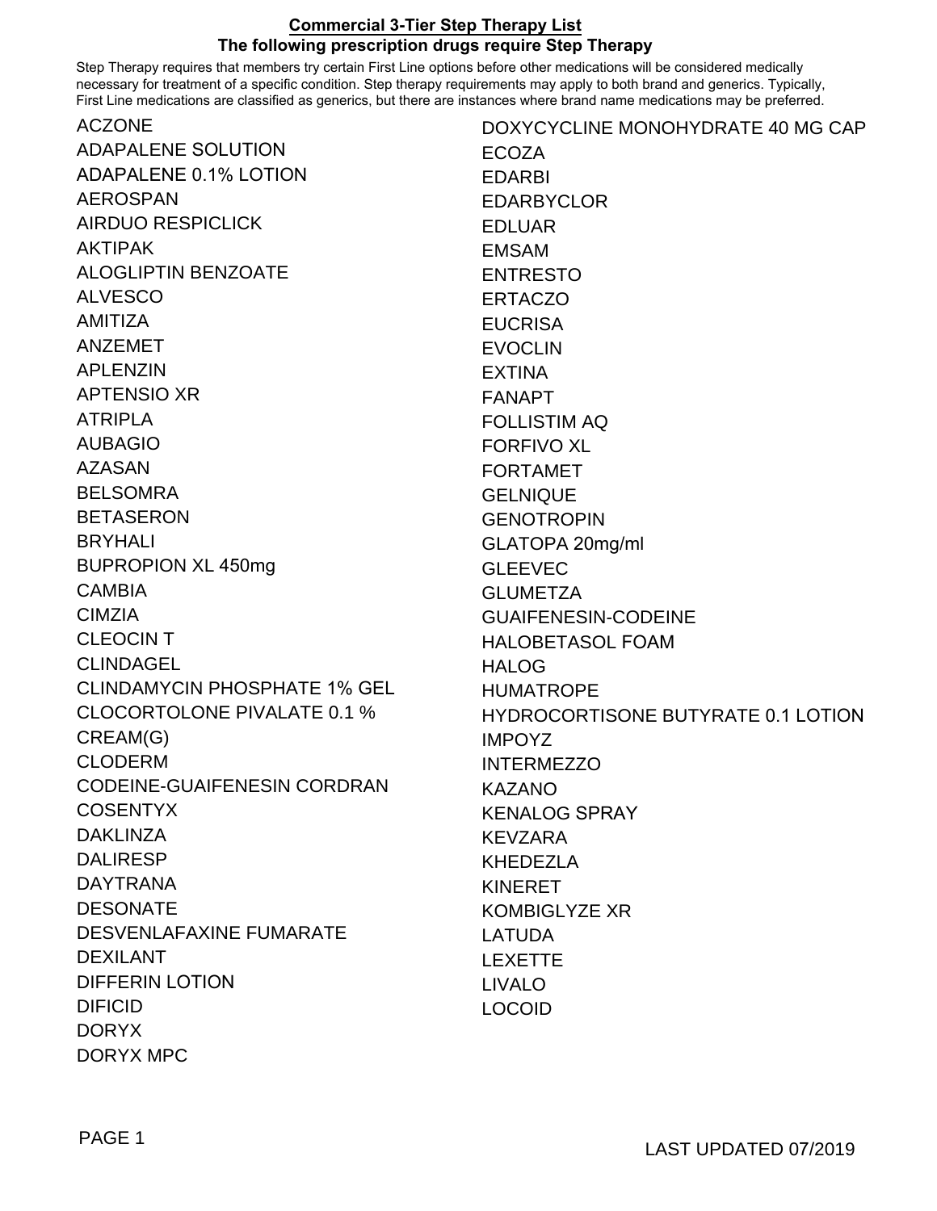## Commercial 3-Tier Step Therapy List

### The following prescription drugs require Step Therapy

Step Therapy requires that members try certain First Line options before other medications will be considered medically necessary for treatment of a specific condition. Step therapy requirements may apply to both brand and generics. Typically, First Line medications are classified as generics, but there are instances where brand name medications may be preferred.

ACZONE
ADAPALENE SOLUTION
ADAPALENE 0.1% LOTION
AEROSPAN
AIRDUO RESPICLICK
AKTIPAK
ALOGLIPTIN BENZOATE
ALVESCO
AMITIZA
ANZEMET
APLENZIN
APTENSIO XR
ATRIPLA
AUBAGIO
AZASAN
BELSOMRA
BETASERON
BRYHALI
BUPROPION XL 450mg
CAMBIA
CIMZIA
CLEOCIN T
CLINDAGEL
CLINDAMYCIN PHOSPHATE 1% GEL
CLOCORTOLONE PIVALATE 0.1 % CREAM(G)
CLODERM
CODEINE-GUAIFENESIN CORDRAN
COSENTYX
DAKLINZA
DALIRESP
DAYTRANA
DESONATE
DESVENLAFAXINE FUMARATE
DEXILANT
DIFFERIN LOTION
DIFICID
DORYX
DORYX MPC
DOXYCYCLINE MONOHYDRATE 40 MG CAP
ECOZA
EDARBI
EDARBYCLOR
EDLUAR
EMSAM
ENTRESTO
ERTACZO
EUCRISA
EVOCLIN
EXTINA
FANAPT
FOLLISTIM AQ
FORFIVO XL
FORTAMET
GELNIQUE
GENOTROPIN
GLATOPA 20mg/ml
GLEEVEC
GLUMETZA
GUAIFENESIN-CODEINE
HALOBETASOL FOAM
HALOG
HUMATROPE
HYDROCORTISONE BUTYRATE 0.1 LOTION
IMPOYZ
INTERMEZZO
KAZANO
KENALOG SPRAY
KEVZARA
KHEDEZLA
KINERET
KOMBIGLYZE XR
LATUDA
LEXETTE
LIVALO
LOCOID

LAST UPDATED 07/2019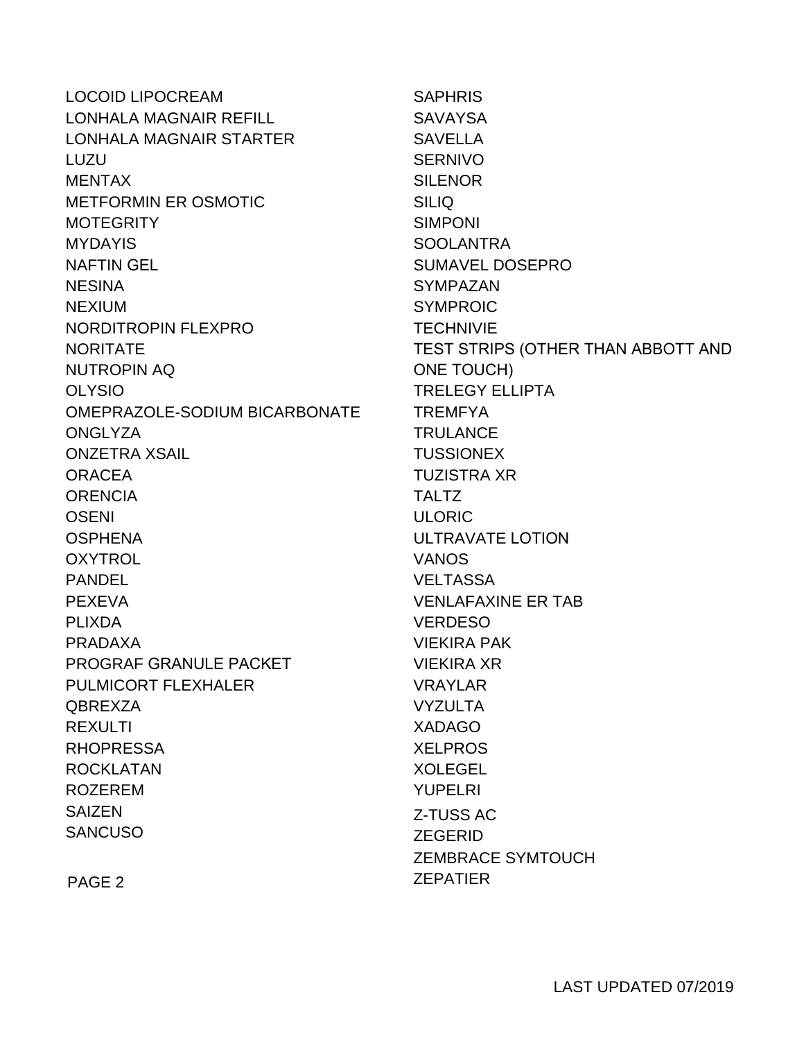LOCOID LIPOCREAM
LONHALA MAGNAIR REFILL
LONHALA MAGNAIR STARTER
LUZU
MENTAX
METFORMIN ER OSMOTIC
MOTEGRITY
MYDAYIS
NAFTIN GEL
NESINA
NEXIUM
NORDITROPIN FLEXPRO
NORITATE
NUTROPIN AQ
OLYSIO
OMEPRAZOLE-SODIUM BICARBONATE
ONGLYZA
ONZETRA XSAIL
ORACEA
ORENCIA
OSENI
OSPHENA
OXYTROL
PANDEL
PEXEVA
PLIXDA
PRADAXA
PROGRAF GRANULE PACKET
PULMICORT FLEXHALER
QBREXZA
REXULTI
RHOPRESSA
ROCKLATAN
ROZEREM
SAIZEN
SANCUSO

SAPHRIS
SAVAYSA
SAVELLA
SERNIVO
SILENOR
SILIQ
SIMPONI
SOOLANTRA
SUMAVEL DOSEPRO
SYMPAZAN
SYMPROIC
TECHNIVIE
TEST STRIPS (OTHER THAN ABBOTT AND ONE TOUCH)
TRELEGY ELLIPTA
TREMFYA
TRULANCE
TUSSIONEX
TUZISTRA XR
TALTZ
ULORIC
ULTRAVATE LOTION
VANOS
VELTASSA
VENLAFAXINE ER TAB
VERDESO
VIEKIRA PAK
VIEKIRA XR
VRAYLAR
VYZULTA
XADAGO
XELPROS
XOLEGEL
YUPELRI
Z-TUSS AC
ZEGERID
ZEMBRACE SYMTOUCH
ZEPATIER

LAST UPDATED 07/2019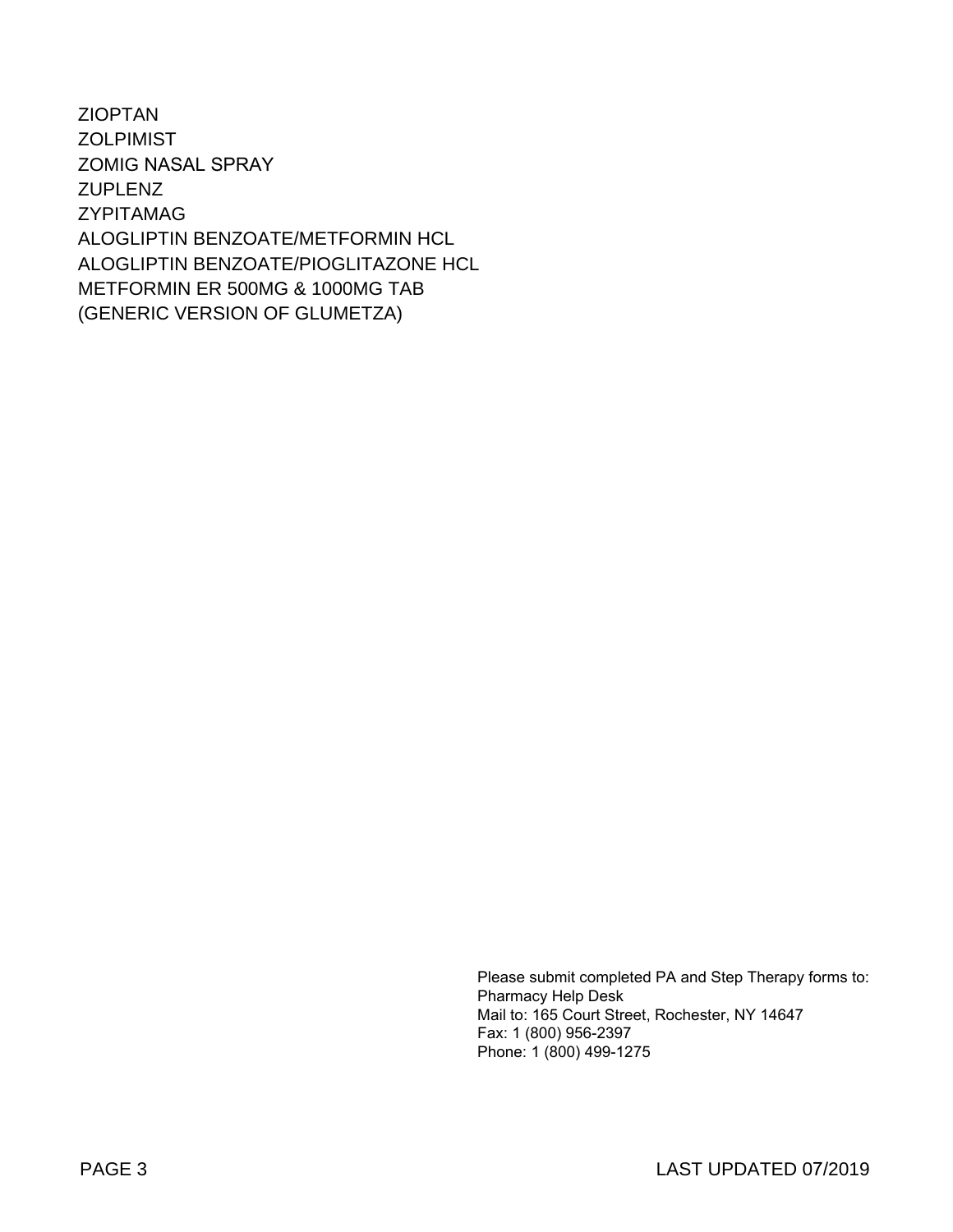ZIOPTAN
ZOLPIMIST
ZOMIG NASAL SPRAY
ZUPLENZ
ZYPITAMAG
ALOGLIPTIN BENZOATE/METFORMIN HCL
ALOGLIPTIN BENZOATE/PIOGLITAZONE HCL
METFORMIN ER 500MG & 1000MG TAB
(GENERIC VERSION OF GLUMETZA)

Please submit completed PA and Step Therapy forms to:
Pharmacy Help Desk
Mail to: 165 Court Street, Rochester, NY 14647
Fax: 1 (800) 956-2397
Phone: 1 (800) 499-1275

LAST UPDATED 07/2019